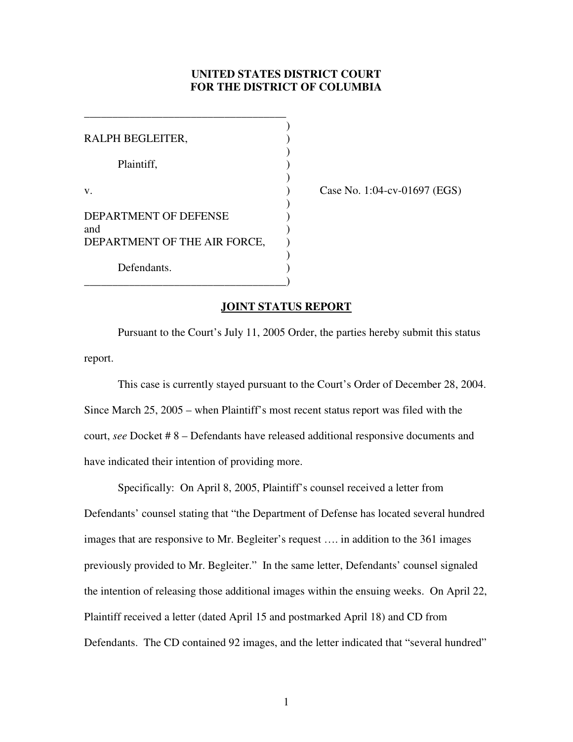**UNITED STATES DISTRICT COURT**
**FOR THE DISTRICT OF COLUMBIA**

| | | |
|---|---|---|
| RALPH BEGLEITER, | ) | |
| Plaintiff, | ) | |
| v. | ) | Case No. 1:04-cv-01697 (EGS) |
| DEPARTMENT OF DEFENSE and DEPARTMENT OF THE AIR FORCE, | ) | |
| Defendants. | ) | |

## JOINT STATUS REPORT

Pursuant to the Court's July 11, 2005 Order, the parties hereby submit this status report.

This case is currently stayed pursuant to the Court's Order of December 28, 2004. Since March 25, 2005 – when Plaintiff's most recent status report was filed with the court, *see* Docket # 8 – Defendants have released additional responsive documents and have indicated their intention of providing more.

Specifically: On April 8, 2005, Plaintiff's counsel received a letter from Defendants' counsel stating that "the Department of Defense has located several hundred images that are responsive to Mr. Begleiter's request …. in addition to the 361 images previously provided to Mr. Begleiter." In the same letter, Defendants' counsel signaled the intention of releasing those additional images within the ensuing weeks. On April 22, Plaintiff received a letter (dated April 15 and postmarked April 18) and CD from Defendants. The CD contained 92 images, and the letter indicated that "several hundred"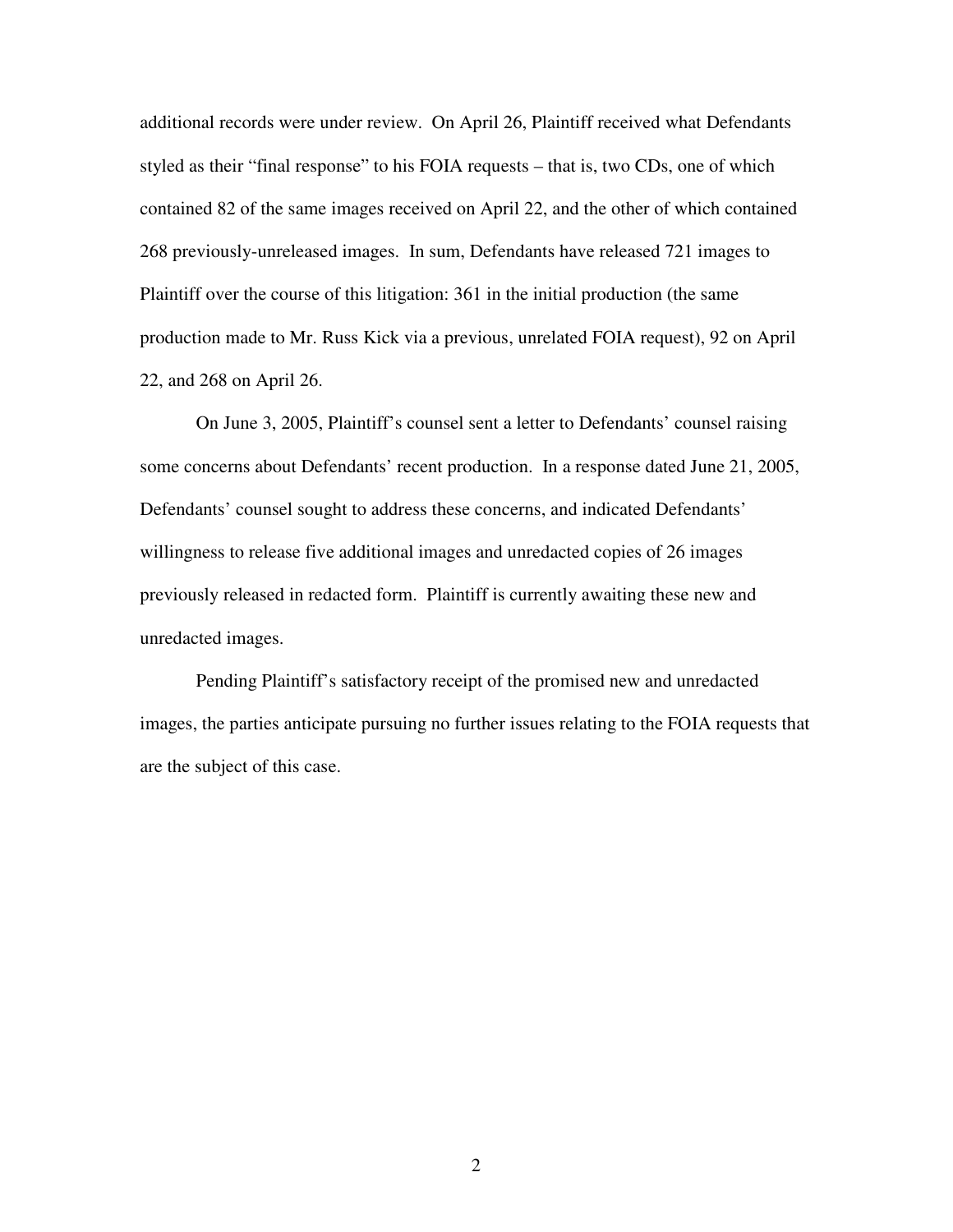additional records were under review. On April 26, Plaintiff received what Defendants styled as their "final response" to his FOIA requests – that is, two CDs, one of which contained 82 of the same images received on April 22, and the other of which contained 268 previously-unreleased images. In sum, Defendants have released 721 images to Plaintiff over the course of this litigation: 361 in the initial production (the same production made to Mr. Russ Kick via a previous, unrelated FOIA request), 92 on April 22, and 268 on April 26.

On June 3, 2005, Plaintiff's counsel sent a letter to Defendants' counsel raising some concerns about Defendants' recent production. In a response dated June 21, 2005, Defendants' counsel sought to address these concerns, and indicated Defendants' willingness to release five additional images and unredacted copies of 26 images previously released in redacted form. Plaintiff is currently awaiting these new and unredacted images.

Pending Plaintiff's satisfactory receipt of the promised new and unredacted images, the parties anticipate pursuing no further issues relating to the FOIA requests that are the subject of this case.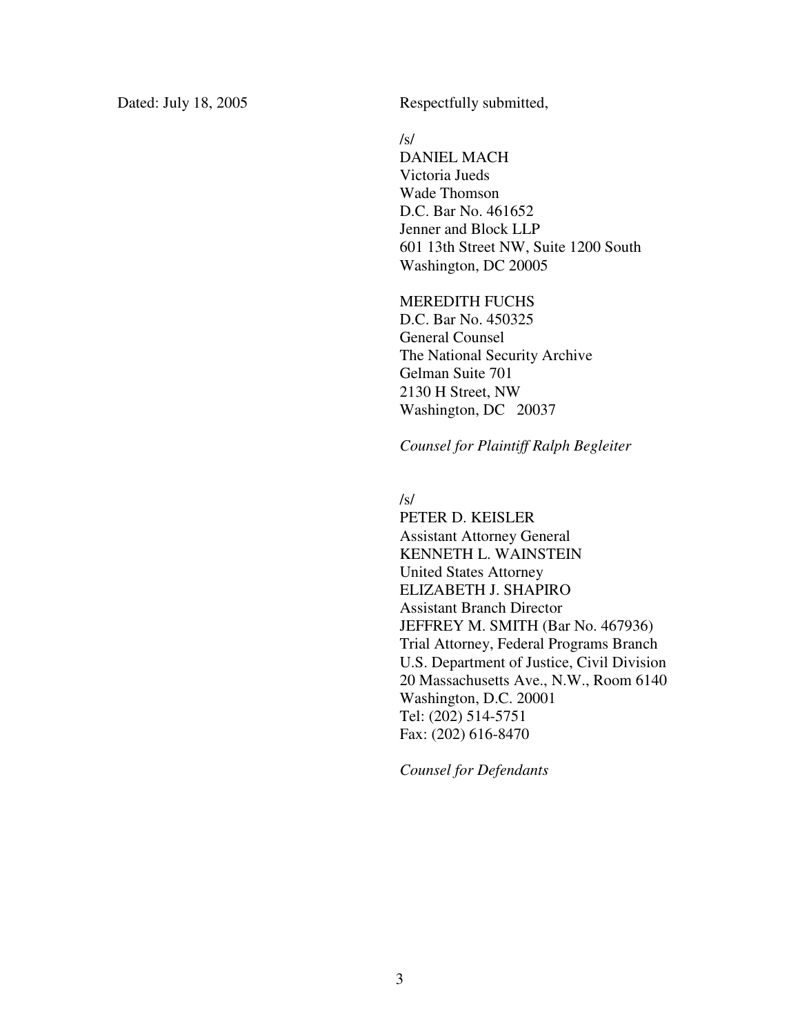Dated: July 18, 2005

Respectfully submitted,

/s/
DANIEL MACH
Victoria Jueds
Wade Thomson
D.C. Bar No. 461652
Jenner and Block LLP
601 13th Street NW, Suite 1200 South
Washington, DC 20005

MEREDITH FUCHS
D.C. Bar No. 450325
General Counsel
The National Security Archive
Gelman Suite 701
2130 H Street, NW
Washington, DC 20037

*Counsel for Plaintiff Ralph Begleiter*

/s/
PETER D. KEISLER
Assistant Attorney General
KENNETH L. WAINSTEIN
United States Attorney
ELIZABETH J. SHAPIRO
Assistant Branch Director
JEFFREY M. SMITH (Bar No. 467936)
Trial Attorney, Federal Programs Branch
U.S. Department of Justice, Civil Division
20 Massachusetts Ave., N.W., Room 6140
Washington, D.C. 20001
Tel: (202) 514-5751
Fax: (202) 616-8470

*Counsel for Defendants*